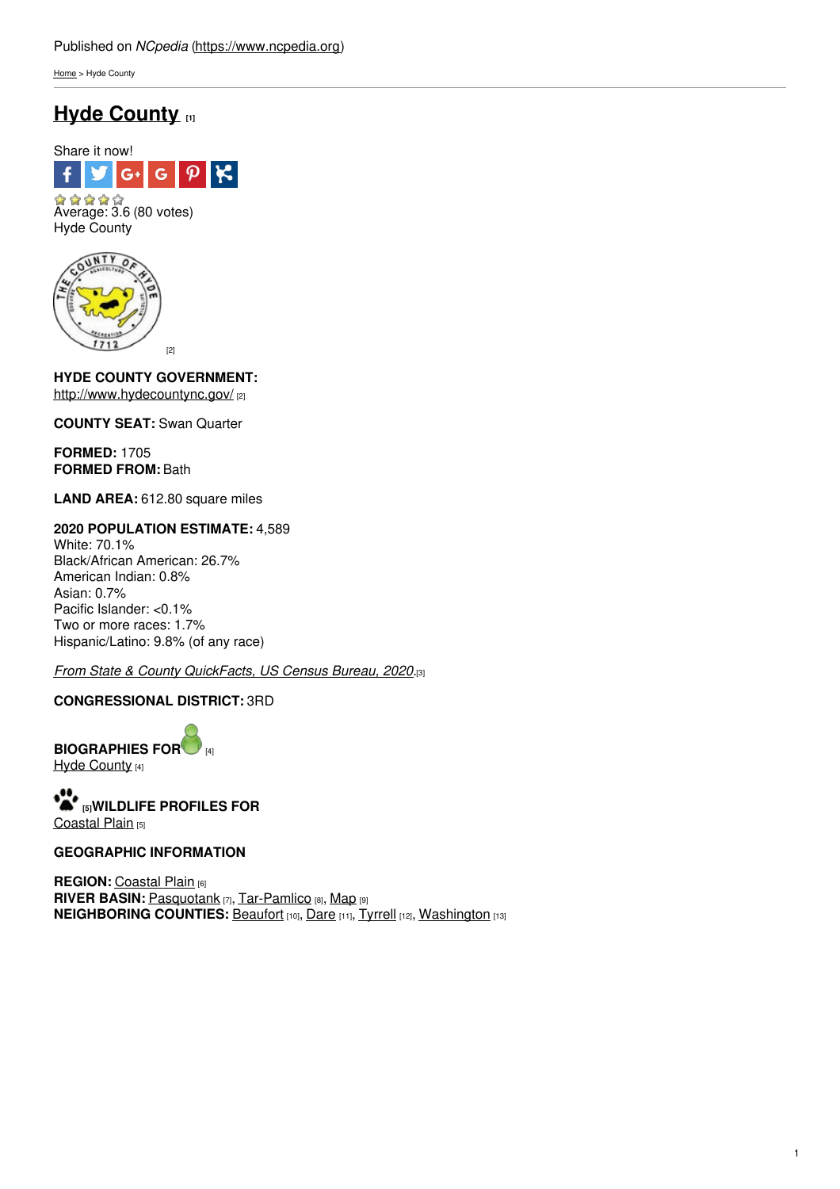Published on *NCpedia* (https://www.ncpedia.org)

Home > Hyde County

# Hyde County [1]

Share it now!

Average: 3.6 (80 votes)

Hyde County

[2]

**HYDE COUNTY GOVERNMENT:**
http://www.hydecountync.gov/ [2]

**COUNTY SEAT:** Swan Quarter

**FORMED:** 1705
**FORMED FROM:** Bath

**LAND AREA:** 612.80 square miles

**2020 POPULATION ESTIMATE:** 4,589
White: 70.1%
Black/African American: 26.7%
American Indian: 0.8%
Asian: 0.7%
Pacific Islander: <0.1%
Two or more races: 1.7%
Hispanic/Latino: 9.8% (of any race)

*From State & County QuickFacts, US Census Bureau, 2020.*[3]

**CONGRESSIONAL DISTRICT:** 3RD

**BIOGRAPHIES FOR** [4]
Hyde County [4]

[5]**WILDLIFE PROFILES FOR**
Coastal Plain [5]

**GEOGRAPHIC INFORMATION**

**REGION:** Coastal Plain [6]
**RIVER BASIN:** Pasquotank [7], Tar-Pamlico [8], Map [9]
**NEIGHBORING COUNTIES:** Beaufort [10], Dare [11], Tyrrell [12], Washington [13]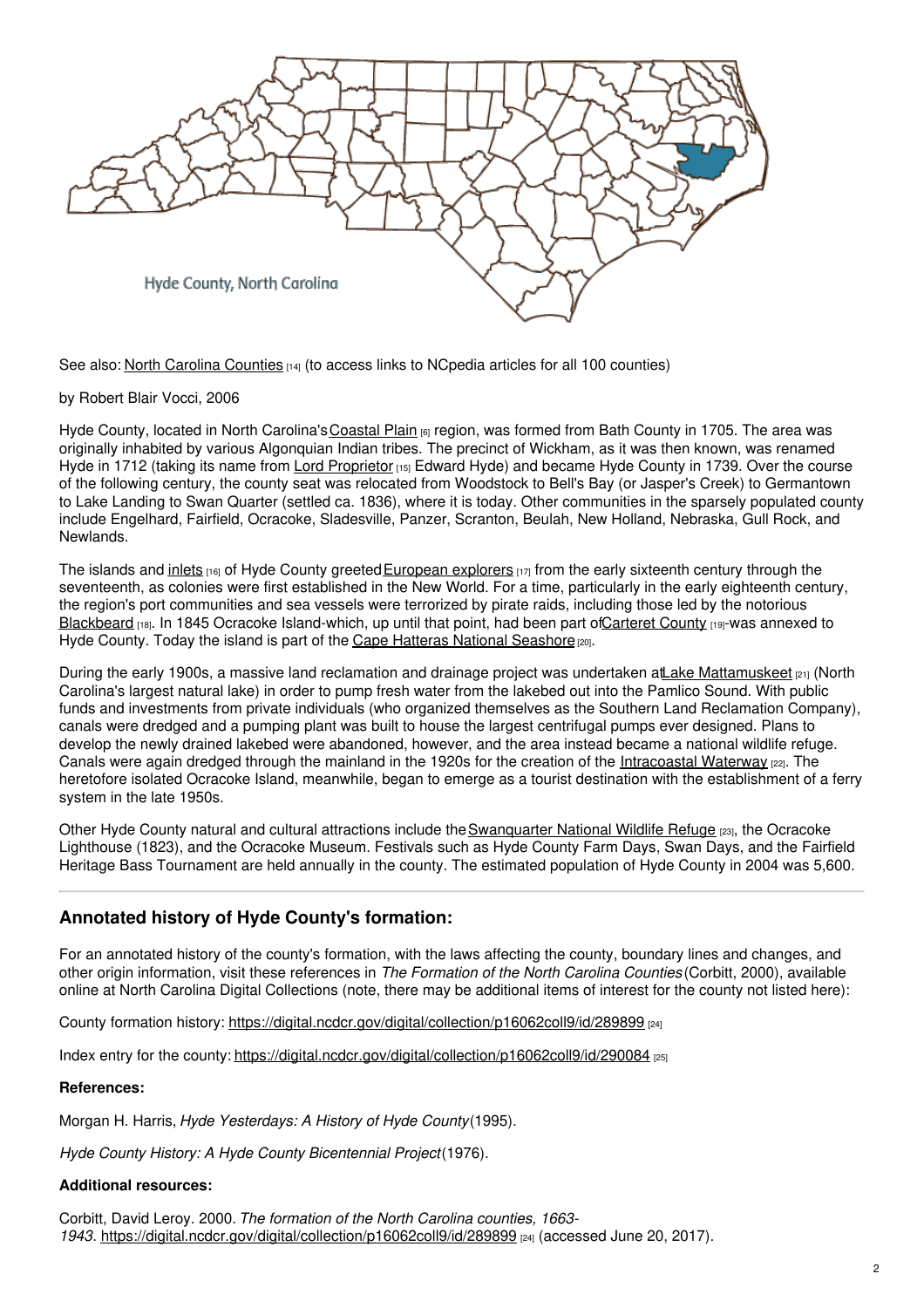Hyde County, North Carolina

See also: North Carolina Counties [14] (to access links to NCpedia articles for all 100 counties)

by Robert Blair Vocci, 2006

Hyde County, located in North Carolina's Coastal Plain [6] region, was formed from Bath County in 1705. The area was originally inhabited by various Algonquian Indian tribes. The precinct of Wickham, as it was then known, was renamed Hyde in 1712 (taking its name from Lord Proprietor [15] Edward Hyde) and became Hyde County in 1739. Over the course of the following century, the county seat was relocated from Woodstock to Bell's Bay (or Jasper's Creek) to Germantown to Lake Landing to Swan Quarter (settled ca. 1836), where it is today. Other communities in the sparsely populated county include Engelhard, Fairfield, Ocracoke, Sladesville, Panzer, Scranton, Beulah, New Holland, Nebraska, Gull Rock, and Newlands.

The islands and inlets [16] of Hyde County greeted European explorers [17] from the early sixteenth century through the seventeenth, as colonies were first established in the New World. For a time, particularly in the early eighteenth century, the region's port communities and sea vessels were terrorized by pirate raids, including those led by the notorious Blackbeard [18]. In 1845 Ocracoke Island-which, up until that point, had been part of Carteret County [19]-was annexed to Hyde County. Today the island is part of the Cape Hatteras National Seashore [20].

During the early 1900s, a massive land reclamation and drainage project was undertaken at Lake Mattamuskeet [21] (North Carolina's largest natural lake) in order to pump fresh water from the lakebed out into the Pamlico Sound. With public funds and investments from private individuals (who organized themselves as the Southern Land Reclamation Company), canals were dredged and a pumping plant was built to house the largest centrifugal pumps ever designed. Plans to develop the newly drained lakebed were abandoned, however, and the area instead became a national wildlife refuge. Canals were again dredged through the mainland in the 1920s for the creation of the Intracoastal Waterway [22]. The heretofore isolated Ocracoke Island, meanwhile, began to emerge as a tourist destination with the establishment of a ferry system in the late 1950s.

Other Hyde County natural and cultural attractions include the Swanquarter National Wildlife Refuge [23], the Ocracoke Lighthouse (1823), and the Ocracoke Museum. Festivals such as Hyde County Farm Days, Swan Days, and the Fairfield Heritage Bass Tournament are held annually in the county. The estimated population of Hyde County in 2004 was 5,600.

## Annotated history of Hyde County's formation:

For an annotated history of the county's formation, with the laws affecting the county, boundary lines and changes, and other origin information, visit these references in *The Formation of the North Carolina Counties* (Corbitt, 2000), available online at North Carolina Digital Collections (note, there may be additional items of interest for the county not listed here):

County formation history: https://digital.ncdcr.gov/digital/collection/p16062coll9/id/289899 [24]

Index entry for the county: https://digital.ncdcr.gov/digital/collection/p16062coll9/id/290084 [25]

**References:**

Morgan H. Harris, *Hyde Yesterdays: A History of Hyde County* (1995).

*Hyde County History: A Hyde County Bicentennial Project* (1976).

**Additional resources:**

Corbitt, David Leroy. 2000. *The formation of the North Carolina counties, 1663-1943*. https://digital.ncdcr.gov/digital/collection/p16062coll9/id/289899 [24] (accessed June 20, 2017).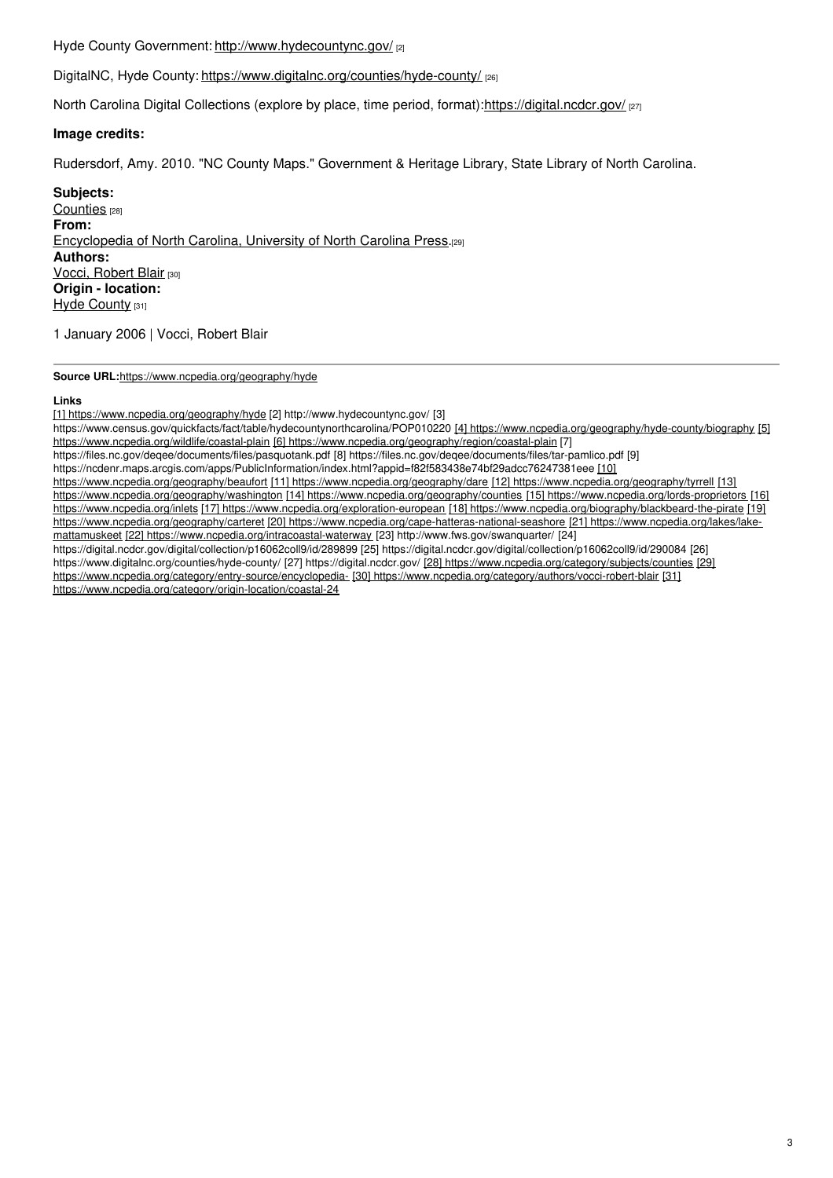Hyde County Government: http://www.hydecountync.gov/ [2]

DigitalNC, Hyde County: https://www.digitalnc.org/counties/hyde-county/ [26]

North Carolina Digital Collections (explore by place, time period, format): https://digital.ncdcr.gov/ [27]

**Image credits:**

Rudersdorf, Amy. 2010. "NC County Maps." Government & Heritage Library, State Library of North Carolina.

**Subjects:**
Counties [28]
**From:**
Encyclopedia of North Carolina, University of North Carolina Press. [29]
**Authors:**
Vocci, Robert Blair [30]
**Origin - location:**
Hyde County [31]

1 January 2006 | Vocci, Robert Blair

---

**Source URL:** https://www.ncpedia.org/geography/hyde

**Links**

[1] https://www.ncpedia.org/geography/hyde [2] http://www.hydecountync.gov/ [3] https://www.census.gov/quickfacts/fact/table/hydecountynorthcarolina/POP010220 [4] https://www.ncpedia.org/geography/hyde-county/biography [5] https://www.ncpedia.org/wildlife/coastal-plain [6] https://www.ncpedia.org/geography/region/coastal-plain [7] https://files.nc.gov/deqee/documents/files/pasquotank.pdf [8] https://files.nc.gov/deqee/documents/files/tar-pamlico.pdf [9] https://ncdenr.maps.arcgis.com/apps/PublicInformation/index.html?appid=f82f583438e74bf29adcc76247381eee [10] https://www.ncpedia.org/geography/beaufort [11] https://www.ncpedia.org/geography/dare [12] https://www.ncpedia.org/geography/tyrrell [13] https://www.ncpedia.org/geography/washington [14] https://www.ncpedia.org/geography/counties [15] https://www.ncpedia.org/lords-proprietors [16] https://www.ncpedia.org/inlets [17] https://www.ncpedia.org/exploration-european [18] https://www.ncpedia.org/biography/blackbeard-the-pirate [19] https://www.ncpedia.org/geography/carteret [20] https://www.ncpedia.org/cape-hatteras-national-seashore [21] https://www.ncpedia.org/lakes/lake-mattamuskeet [22] https://www.ncpedia.org/intracoastal-waterway [23] http://www.fws.gov/swanquarter/ [24] https://digital.ncdcr.gov/digital/collection/p16062coll9/id/289899 [25] https://digital.ncdcr.gov/digital/collection/p16062coll9/id/290084 [26] https://www.digitalnc.org/counties/hyde-county/ [27] https://digital.ncdcr.gov/ [28] https://www.ncpedia.org/category/subjects/counties [29] https://www.ncpedia.org/category/entry-source/encyclopedia- [30] https://www.ncpedia.org/category/authors/vocci-robert-blair [31] https://www.ncpedia.org/category/origin-location/coastal-24